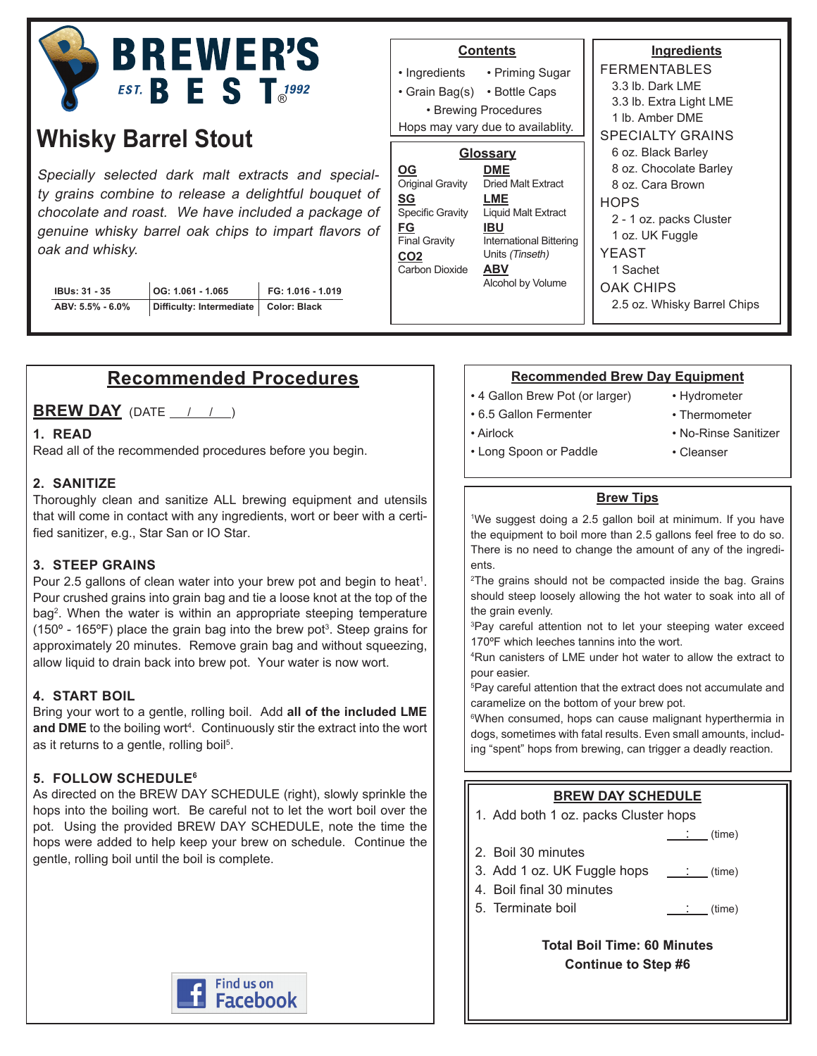# BREWER'S BEST

EST. 1992

## Whisky Barrel Stout

*Specially selected dark malt extracts and specialty grains combine to release a delightful bouquet of chocolate and roast. We have included a package of genuine whisky barrel oak chips to impart flavors of oak and whisky.*

| IBUs: 31 - 35 | OG: 1.061 - 1.065 | FG: 1.016 - 1.019 |
|---|---|---|
| ABV: 5.5% - 6.0% | Difficulty: Intermediate | Color: Black |

### Contents

- Ingredients
- Priming Sugar
- Grain Bag(s)
- Bottle Caps
- Brewing Procedures

Hops may vary due to availablity.

### Glossary

**OG** Original Gravity
**SG** Specific Gravity
**FG** Final Gravity
**CO2** Carbon Dioxide
**DME** Dried Malt Extract
**LME** Liquid Malt Extract
**IBU** International Bittering Units *(Tinseth)*
**ABV** Alcohol by Volume

### Ingredients

FERMENTABLES
- 3.3 lb. Dark LME
- 3.3 lb. Extra Light LME
- 1 lb. Amber DME

SPECIALTY GRAINS
- 6 oz. Black Barley
- 8 oz. Chocolate Barley
- 8 oz. Cara Brown

HOPS
- 2 - 1 oz. packs Cluster
- 1 oz. UK Fuggle

YEAST
- 1 Sachet

OAK CHIPS
- 2.5 oz. Whisky Barrel Chips

## Recommended Procedures

### BREW DAY (DATE ___/___/___)

**1. READ**

Read all of the recommended procedures before you begin.

**2. SANITIZE**

Thoroughly clean and sanitize ALL brewing equipment and utensils that will come in contact with any ingredients, wort or beer with a certified sanitizer, e.g., Star San or IO Star.

**3. STEEP GRAINS**

Pour 2.5 gallons of clean water into your brew pot and begin to heat[1]. Pour crushed grains into grain bag and tie a loose knot at the top of the bag[2]. When the water is within an appropriate steeping temperature (150º - 165ºF) place the grain bag into the brew pot[3]. Steep grains for approximately 20 minutes. Remove grain bag and without squeezing, allow liquid to drain back into brew pot. Your water is now wort.

**4. START BOIL**

Bring your wort to a gentle, rolling boil. Add **all of the included LME and DME** to the boiling wort[4]. Continuously stir the extract into the wort as it returns to a gentle, rolling boil[5].

**5. FOLLOW SCHEDULE[6]**

As directed on the BREW DAY SCHEDULE (right), slowly sprinkle the hops into the boiling wort. Be careful not to let the wort boil over the pot. Using the provided BREW DAY SCHEDULE, note the time the hops were added to help keep your brew on schedule. Continue the gentle, rolling boil until the boil is complete.

Find us on Facebook

### Recommended Brew Day Equipment

- 4 Gallon Brew Pot (or larger)
- 6.5 Gallon Fermenter
- Airlock
- Long Spoon or Paddle
- Hydrometer
- Thermometer
- No-Rinse Sanitizer
- Cleanser

### Brew Tips

[1]We suggest doing a 2.5 gallon boil at minimum. If you have the equipment to boil more than 2.5 gallons feel free to do so. There is no need to change the amount of any of the ingredients.

[2]The grains should not be compacted inside the bag. Grains should steep loosely allowing the hot water to soak into all of the grain evenly.

[3]Pay careful attention not to let your steeping water exceed 170ºF which leeches tannins into the wort.

[4]Run canisters of LME under hot water to allow the extract to pour easier.

[5]Pay careful attention that the extract does not accumulate and caramelize on the bottom of your brew pot.

[6]When consumed, hops can cause malignant hyperthermia in dogs, sometimes with fatal results. Even small amounts, including "spent" hops from brewing, can trigger a deadly reaction.

### BREW DAY SCHEDULE

1. Add both 1 oz. packs Cluster hops ___:___ (time)
2. Boil 30 minutes
3. Add 1 oz. UK Fuggle hops ___:___ (time)
4. Boil final 30 minutes
5. Terminate boil ___:___ (time)

**Total Boil Time: 60 Minutes**
**Continue to Step #6**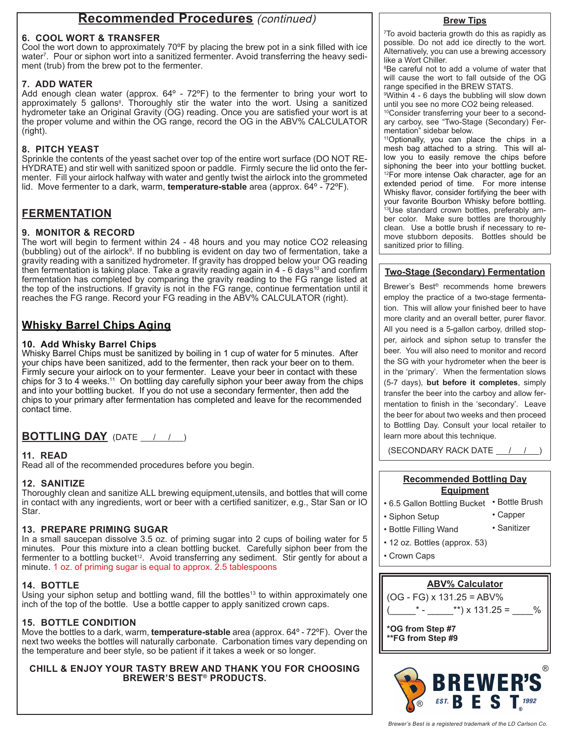## Recommended Procedures *(continued)*

### 6. COOL WORT & TRANSFER

Cool the wort down to approximately 70ºF by placing the brew pot in a sink filled with ice water[7]. Pour or siphon wort into a sanitized fermenter. Avoid transferring the heavy sediment (trub) from the brew pot to the fermenter.

### 7. ADD WATER

Add enough clean water (approx. 64º - 72ºF) to the fermenter to bring your wort to approximately 5 gallons[8]. Thoroughly stir the water into the wort. Using a sanitized hydrometer take an Original Gravity (OG) reading. Once you are satisfied your wort is at the proper volume and within the OG range, record the OG in the ABV% CALCULATOR (right).

### 8. PITCH YEAST

Sprinkle the contents of the yeast sachet over top of the entire wort surface (DO NOT RE-HYDRATE) and stir well with sanitized spoon or paddle. Firmly secure the lid onto the fermenter. Fill your airlock halfway with water and gently twist the airlock into the grommeted lid. Move fermenter to a dark, warm, **temperature-stable** area (approx. 64º - 72ºF).

## FERMENTATION

### 9. MONITOR & RECORD

The wort will begin to ferment within 24 - 48 hours and you may notice $CO_2$ releasing (bubbling) out of the airlock[9]. If no bubbling is evident on day two of fermentation, take a gravity reading with a sanitized hydrometer. If gravity has dropped below your OG reading then fermentation is taking place. Take a gravity reading again in 4 - 6 days[10] and confirm fermentation has completed by comparing the gravity reading to the FG range listed at the top of the instructions. If gravity is not in the FG range, continue fermentation until it reaches the FG range. Record your FG reading in the ABV% CALCULATOR (right).

## Whisky Barrel Chips Aging

### 10. Add Whisky Barrel Chips

Whisky Barrel Chips must be sanitized by boiling in 1 cup of water for 5 minutes. After your chips have been sanitized, add to the fermenter, then rack your beer on to them. Firmly secure your airlock on to your fermenter. Leave your beer in contact with these chips for 3 to 4 weeks.[11] On bottling day carefully siphon your beer away from the chips and into your bottling bucket. If you do not use a secondary fermenter, then add the chips to your primary after fermentation has completed and leave for the recommended contact time.

## BOTTLING DAY (DATE ___/___/___)

### 11. READ

Read all of the recommended procedures before you begin.

### 12. SANITIZE

Thoroughly clean and sanitize ALL brewing equipment,utensils, and bottles that will come in contact with any ingredients, wort or beer with a certified sanitizer, e.g., Star San or IO Star.

### 13. PREPARE PRIMING SUGAR

In a small saucepan dissolve 3.5 oz. of priming sugar into 2 cups of boiling water for 5 minutes. Pour this mixture into a clean bottling bucket. Carefully siphon beer from the fermenter to a bottling bucket[12]. Avoid transferring any sediment. Stir gently for about a minute. 1 oz. of priming sugar is equal to approx. 2.5 tablespoons

### 14. BOTTLE

Using your siphon setup and bottling wand, fill the bottles[13] to within approximately one inch of the top of the bottle. Use a bottle capper to apply sanitized crown caps.

### 15. BOTTLE CONDITION

Move the bottles to a dark, warm, **temperature-stable** area (approx. 64º - 72ºF). Over the next two weeks the bottles will naturally carbonate. Carbonation times vary depending on the temperature and beer style, so be patient if it takes a week or so longer.

**CHILL & ENJOY YOUR TASTY BREW AND THANK YOU FOR CHOOSING BREWER'S BEST® PRODUCTS.**

## Brew Tips

[7]To avoid bacteria growth do this as rapidly as possible. Do not add ice directly to the wort. Alternatively, you can use a brewing accessory like a Wort Chiller.

[8]Be careful not to add a volume of water that will cause the wort to fall outside of the OG range specified in the BREW STATS.

[9]Within 4 - 6 days the bubbling will slow down until you see no more $CO_2$ being released.

[10]Consider transferring your beer to a secondary carboy, see "Two-Stage (Secondary) Fermentation" sidebar below.

[11]Optionally, you can place the chips in a mesh bag attached to a string. This will allow you to easily remove the chips before siphoning the beer into your bottling bucket.

[12]For more intense Oak character, age for an extended period of time. For more intense Whisky flavor, consider fortifying the beer with your favorite Bourbon Whisky before bottling.

[13]Use standard crown bottles, preferably amber color. Make sure bottles are thoroughly clean. Use a bottle brush if necessary to remove stubborn deposits. Bottles should be sanitized prior to filling.

## Two-Stage (Secondary) Fermentation

Brewer's Best® recommends home brewers employ the practice of a two-stage fermentation. This will allow your finished beer to have more clarity and an overall better, purer flavor. All you need is a 5-gallon carboy, drilled stopper, airlock and siphon setup to transfer the beer. You will also need to monitor and record the SG with your hydrometer when the beer is in the 'primary'. When the fermentation slows (5-7 days), **but before it completes**, simply transfer the beer into the carboy and allow fermentation to finish in the 'secondary'. Leave the beer for about two weeks and then proceed to Bottling Day. Consult your local retailer to learn more about this technique.

(SECONDARY RACK DATE ___/___/___)

## Recommended Bottling Day Equipment

- 6.5 Gallon Bottling Bucket
- Siphon Setup
- Bottle Filling Wand
- 12 oz. Bottles (approx. 53)
- Crown Caps
- Bottle Brush
- Capper
- Sanitizer

## ABV% Calculator

(OG - FG) x 131.25 = ABV%

(_____* - _____**) x 131.25 = ____%

**\*OG from Step #7**
**\*\*FG from Step #9**

BREWER'S BEST® EST. 1992

*Brewer's Best is a registered trademark of the LD Carlson Co.*